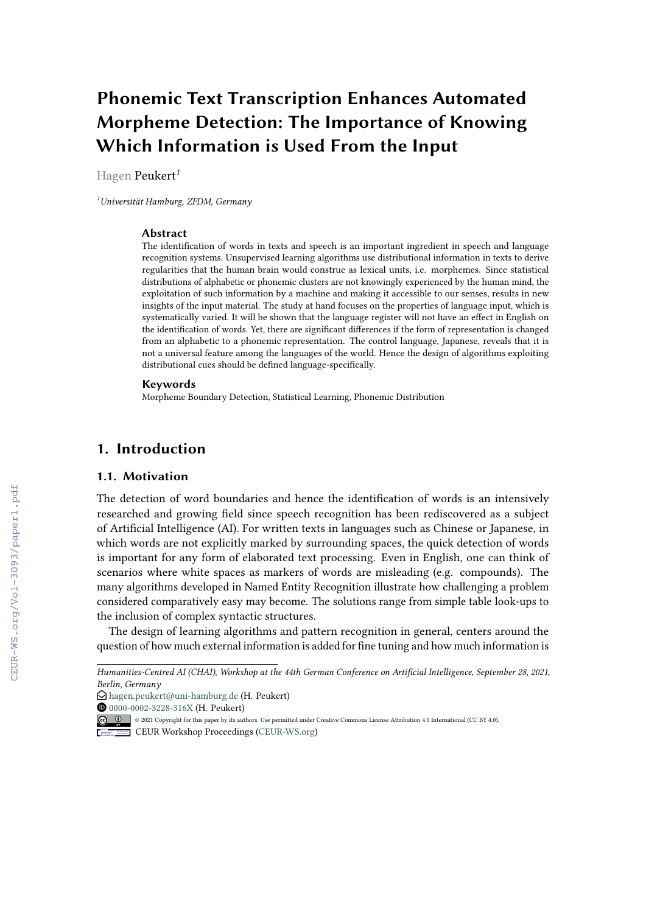# Phonemic Text Transcription Enhances Automated Morpheme Detection: The Importance of Knowing Which Information is Used From the Input

Hagen Peukert[1]

[1]*Universität Hamburg, ZFDM, Germany*

### Abstract

The identification of words in texts and speech is an important ingredient in speech and language recognition systems. Unsupervised learning algorithms use distributional information in texts to derive regularities that the human brain would construe as lexical units, i.e. morphemes. Since statistical distributions of alphabetic or phonemic clusters are not knowingly experienced by the human mind, the exploitation of such information by a machine and making it accessible to our senses, results in new insights of the input material. The study at hand focuses on the properties of language input, which is systematically varied. It will be shown that the language register will not have an effect in English on the identification of words. Yet, there are significant differences if the form of representation is changed from an alphabetic to a phonemic representation. The control language, Japanese, reveals that it is not a universal feature among the languages of the world. Hence the design of algorithms exploiting distributional cues should be defined language-specifically.

### Keywords

Morpheme Boundary Detection, Statistical Learning, Phonemic Distribution

## 1. Introduction

### 1.1. Motivation

The detection of word boundaries and hence the identification of words is an intensively researched and growing field since speech recognition has been rediscovered as a subject of Artificial Intelligence (AI). For written texts in languages such as Chinese or Japanese, in which words are not explicitly marked by surrounding spaces, the quick detection of words is important for any form of elaborated text processing. Even in English, one can think of scenarios where white spaces as markers of words are misleading (e.g. compounds). The many algorithms developed in Named Entity Recognition illustrate how challenging a problem considered comparatively easy may become. The solutions range from simple table look-ups to the inclusion of complex syntactic structures.

The design of learning algorithms and pattern recognition in general, centers around the question of how much external information is added for fine tuning and how much information is

---

*Humanities-Centred AI (CHAI), Workshop at the 44th German Conference on Artificial Intelligence, September 28, 2021, Berlin, Germany*

hagen.peukert@uni-hamburg.de (H. Peukert)

0000-0002-3228-316X (H. Peukert)

© 2021 Copyright for this paper by its authors. Use permitted under Creative Commons License Attribution 4.0 International (CC BY 4.0).

CEUR Workshop Proceedings (CEUR-WS.org)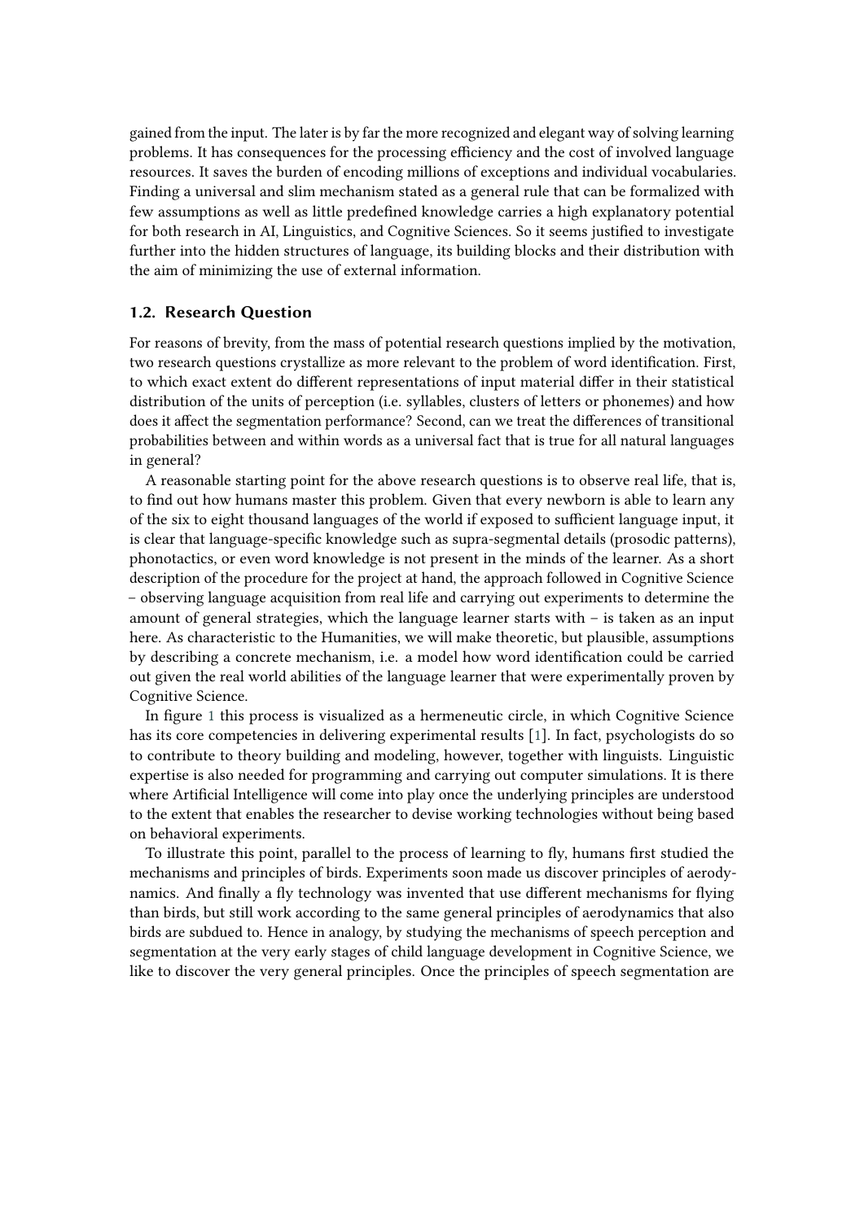gained from the input. The later is by far the more recognized and elegant way of solving learning problems. It has consequences for the processing efficiency and the cost of involved language resources. It saves the burden of encoding millions of exceptions and individual vocabularies. Finding a universal and slim mechanism stated as a general rule that can be formalized with few assumptions as well as little predefined knowledge carries a high explanatory potential for both research in AI, Linguistics, and Cognitive Sciences. So it seems justified to investigate further into the hidden structures of language, its building blocks and their distribution with the aim of minimizing the use of external information.

### 1.2. Research Question

For reasons of brevity, from the mass of potential research questions implied by the motivation, two research questions crystallize as more relevant to the problem of word identification. First, to which exact extent do different representations of input material differ in their statistical distribution of the units of perception (i.e. syllables, clusters of letters or phonemes) and how does it affect the segmentation performance? Second, can we treat the differences of transitional probabilities between and within words as a universal fact that is true for all natural languages in general?

A reasonable starting point for the above research questions is to observe real life, that is, to find out how humans master this problem. Given that every newborn is able to learn any of the six to eight thousand languages of the world if exposed to sufficient language input, it is clear that language-specific knowledge such as supra-segmental details (prosodic patterns), phonotactics, or even word knowledge is not present in the minds of the learner. As a short description of the procedure for the project at hand, the approach followed in Cognitive Science – observing language acquisition from real life and carrying out experiments to determine the amount of general strategies, which the language learner starts with – is taken as an input here. As characteristic to the Humanities, we will make theoretic, but plausible, assumptions by describing a concrete mechanism, i.e. a model how word identification could be carried out given the real world abilities of the language learner that were experimentally proven by Cognitive Science.

In figure 1 this process is visualized as a hermeneutic circle, in which Cognitive Science has its core competencies in delivering experimental results [1]. In fact, psychologists do so to contribute to theory building and modeling, however, together with linguists. Linguistic expertise is also needed for programming and carrying out computer simulations. It is there where Artificial Intelligence will come into play once the underlying principles are understood to the extent that enables the researcher to devise working technologies without being based on behavioral experiments.

To illustrate this point, parallel to the process of learning to fly, humans first studied the mechanisms and principles of birds. Experiments soon made us discover principles of aerodynamics. And finally a fly technology was invented that use different mechanisms for flying than birds, but still work according to the same general principles of aerodynamics that also birds are subdued to. Hence in analogy, by studying the mechanisms of speech perception and segmentation at the very early stages of child language development in Cognitive Science, we like to discover the very general principles. Once the principles of speech segmentation are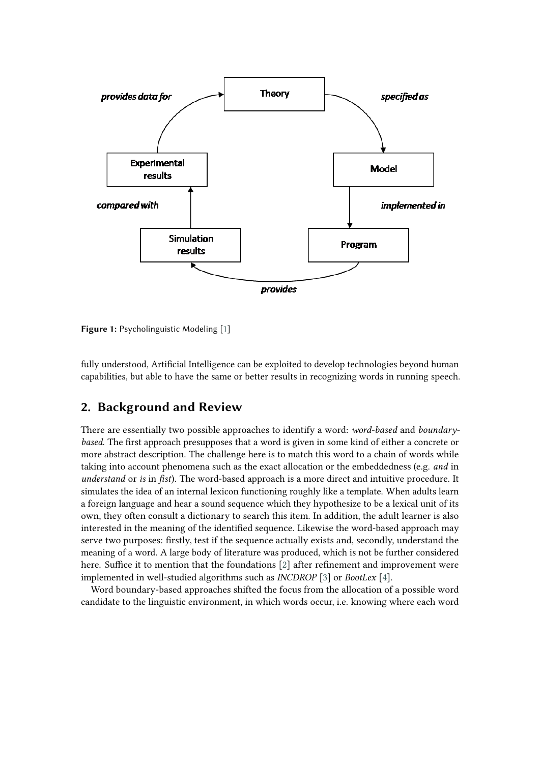Figure 1: Psycholinguistic Modeling [1]

fully understood, Artificial Intelligence can be exploited to develop technologies beyond human capabilities, but able to have the same or better results in recognizing words in running speech.

## 2. Background and Review

There are essentially two possible approaches to identify a word: *word-based* and *boundary-based*. The first approach presupposes that a word is given in some kind of either a concrete or more abstract description. The challenge here is to match this word to a chain of words while taking into account phenomena such as the exact allocation or the embeddedness (e.g. *and* in *understand* or *is* in *fist*). The word-based approach is a more direct and intuitive procedure. It simulates the idea of an internal lexicon functioning roughly like a template. When adults learn a foreign language and hear a sound sequence which they hypothesize to be a lexical unit of its own, they often consult a dictionary to search this item. In addition, the adult learner is also interested in the meaning of the identified sequence. Likewise the word-based approach may serve two purposes: firstly, test if the sequence actually exists and, secondly, understand the meaning of a word. A large body of literature was produced, which is not be further considered here. Suffice it to mention that the foundations [2] after refinement and improvement were implemented in well-studied algorithms such as *INCDROP* [3] or *BootLex* [4].

Word boundary-based approaches shifted the focus from the allocation of a possible word candidate to the linguistic environment, in which words occur, i.e. knowing where each word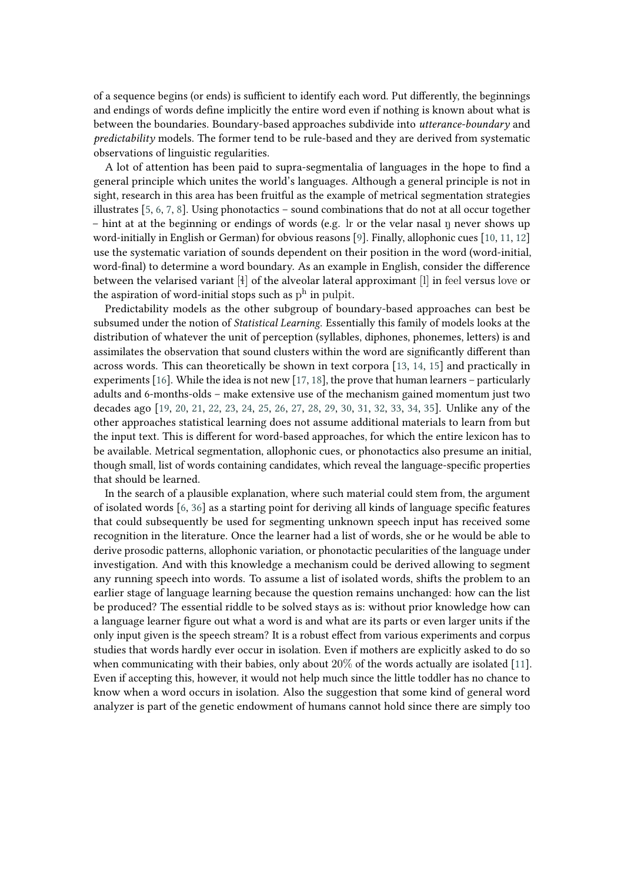of a sequence begins (or ends) is sufficient to identify each word. Put differently, the beginnings and endings of words define implicitly the entire word even if nothing is known about what is between the boundaries. Boundary-based approaches subdivide into *utterance-boundary* and *predictability* models. The former tend to be rule-based and they are derived from systematic observations of linguistic regularities.

A lot of attention has been paid to supra-segmentalia of languages in the hope to find a general principle which unites the world's languages. Although a general principle is not in sight, research in this area has been fruitful as the example of metrical segmentation strategies illustrates [5, 6, 7, 8]. Using phonotactics – sound combinations that do not at all occur together – hint at at the beginning or endings of words (e.g. lr or the velar nasal ŋ never shows up word-initially in English or German) for obvious reasons [9]. Finally, allophonic cues [10, 11, 12] use the systematic variation of sounds dependent on their position in the word (word-initial, word-final) to determine a word boundary. As an example in English, consider the difference between the velarised variant [ɫ] of the alveolar lateral approximant [l] in feel versus love or the aspiration of word-initial stops such as $\text{p}^\text{h}$ in pulpit.

Predictability models as the other subgroup of boundary-based approaches can best be subsumed under the notion of *Statistical Learning*. Essentially this family of models looks at the distribution of whatever the unit of perception (syllables, diphones, phonemes, letters) is and assimilates the observation that sound clusters within the word are significantly different than across words. This can theoretically be shown in text corpora [13, 14, 15] and practically in experiments [16]. While the idea is not new [17, 18], the prove that human learners – particularly adults and 6-months-olds – make extensive use of the mechanism gained momentum just two decades ago [19, 20, 21, 22, 23, 24, 25, 26, 27, 28, 29, 30, 31, 32, 33, 34, 35]. Unlike any of the other approaches statistical learning does not assume additional materials to learn from but the input text. This is different for word-based approaches, for which the entire lexicon has to be available. Metrical segmentation, allophonic cues, or phonotactics also presume an initial, though small, list of words containing candidates, which reveal the language-specific properties that should be learned.

In the search of a plausible explanation, where such material could stem from, the argument of isolated words [6, 36] as a starting point for deriving all kinds of language specific features that could subsequently be used for segmenting unknown speech input has received some recognition in the literature. Once the learner had a list of words, she or he would be able to derive prosodic patterns, allophonic variation, or phonotactic pecularities of the language under investigation. And with this knowledge a mechanism could be derived allowing to segment any running speech into words. To assume a list of isolated words, shifts the problem to an earlier stage of language learning because the question remains unchanged: how can the list be produced? The essential riddle to be solved stays as is: without prior knowledge how can a language learner figure out what a word is and what are its parts or even larger units if the only input given is the speech stream? It is a robust effect from various experiments and corpus studies that words hardly ever occur in isolation. Even if mothers are explicitly asked to do so when communicating with their babies, only about 20% of the words actually are isolated [11]. Even if accepting this, however, it would not help much since the little toddler has no chance to know when a word occurs in isolation. Also the suggestion that some kind of general word analyzer is part of the genetic endowment of humans cannot hold since there are simply too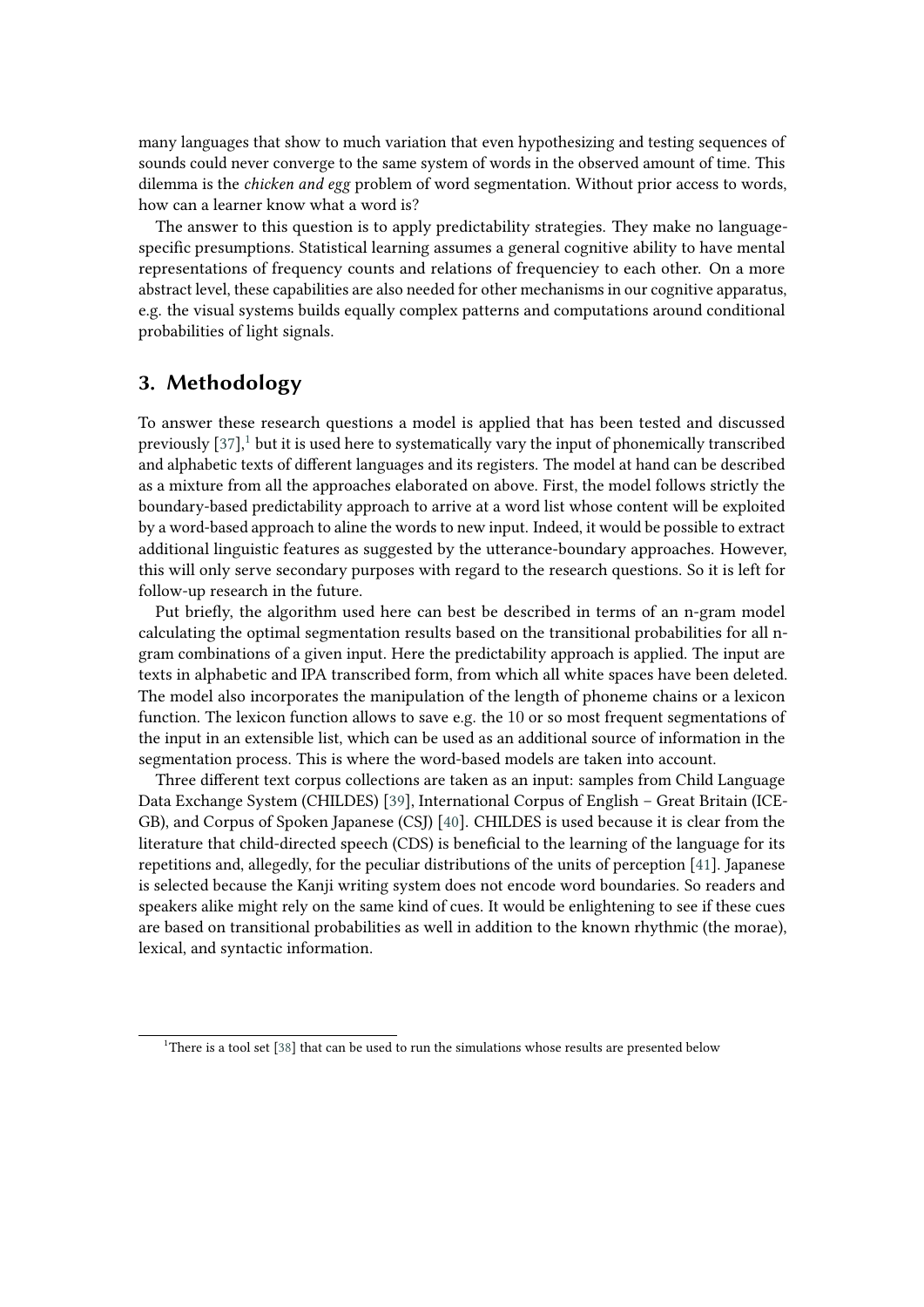many languages that show to much variation that even hypothesizing and testing sequences of sounds could never converge to the same system of words in the observed amount of time. This dilemma is the *chicken and egg* problem of word segmentation. Without prior access to words, how can a learner know what a word is?

The answer to this question is to apply predictability strategies. They make no language-specific presumptions. Statistical learning assumes a general cognitive ability to have mental representations of frequency counts and relations of frequenciey to each other. On a more abstract level, these capabilities are also needed for other mechanisms in our cognitive apparatus, e.g. the visual systems builds equally complex patterns and computations around conditional probabilities of light signals.

## 3. Methodology

To answer these research questions a model is applied that has been tested and discussed previously [37],[1] but it is used here to systematically vary the input of phonemically transcribed and alphabetic texts of different languages and its registers. The model at hand can be described as a mixture from all the approaches elaborated on above. First, the model follows strictly the boundary-based predictability approach to arrive at a word list whose content will be exploited by a word-based approach to aline the words to new input. Indeed, it would be possible to extract additional linguistic features as suggested by the utterance-boundary approaches. However, this will only serve secondary purposes with regard to the research questions. So it is left for follow-up research in the future.

Put briefly, the algorithm used here can best be described in terms of an n-gram model calculating the optimal segmentation results based on the transitional probabilities for all n-gram combinations of a given input. Here the predictability approach is applied. The input are texts in alphabetic and IPA transcribed form, from which all white spaces have been deleted. The model also incorporates the manipulation of the length of phoneme chains or a lexicon function. The lexicon function allows to save e.g. the 10 or so most frequent segmentations of the input in an extensible list, which can be used as an additional source of information in the segmentation process. This is where the word-based models are taken into account.

Three different text corpus collections are taken as an input: samples from Child Language Data Exchange System (CHILDES) [39], International Corpus of English – Great Britain (ICE-GB), and Corpus of Spoken Japanese (CSJ) [40]. CHILDES is used because it is clear from the literature that child-directed speech (CDS) is beneficial to the learning of the language for its repetitions and, allegedly, for the peculiar distributions of the units of perception [41]. Japanese is selected because the Kanji writing system does not encode word boundaries. So readers and speakers alike might rely on the same kind of cues. It would be enlightening to see if these cues are based on transitional probabilities as well in addition to the known rhythmic (the morae), lexical, and syntactic information.

[1] There is a tool set [38] that can be used to run the simulations whose results are presented below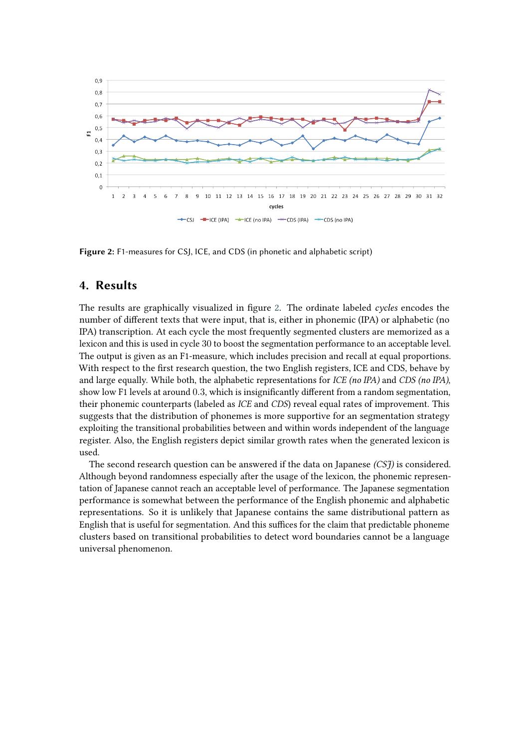**Figure 2:** F1-measures for CSJ, ICE, and CDS (in phonetic and alphabetic script)

## 4. Results

The results are graphically visualized in figure 2. The ordinate labeled *cycles* encodes the number of different texts that were input, that is, either in phonemic (IPA) or alphabetic (no IPA) transcription. At each cycle the most frequently segmented clusters are memorized as a lexicon and this is used in cycle 30 to boost the segmentation performance to an acceptable level. The output is given as an F1-measure, which includes precision and recall at equal proportions. With respect to the first research question, the two English registers, ICE and CDS, behave by and large equally. While both, the alphabetic representations for *ICE (no IPA)* and *CDS (no IPA)*, show low F1 levels at around 0.3, which is insignificantly different from a random segmentation, their phonemic counterparts (labeled as *ICE* and *CDS*) reveal equal rates of improvement. This suggests that the distribution of phonemes is more supportive for an segmentation strategy exploiting the transitional probabilities between and within words independent of the language register. Also, the English registers depict similar growth rates when the generated lexicon is used.

The second research question can be answered if the data on Japanese *(CSJ)* is considered. Although beyond randomness especially after the usage of the lexicon, the phonemic representation of Japanese cannot reach an acceptable level of performance. The Japanese segmentation performance is somewhat between the performance of the English phonemic and alphabetic representations. So it is unlikely that Japanese contains the same distributional pattern as English that is useful for segmentation. And this suffices for the claim that predictable phoneme clusters based on transitional probabilities to detect word boundaries cannot be a language universal phenomenon.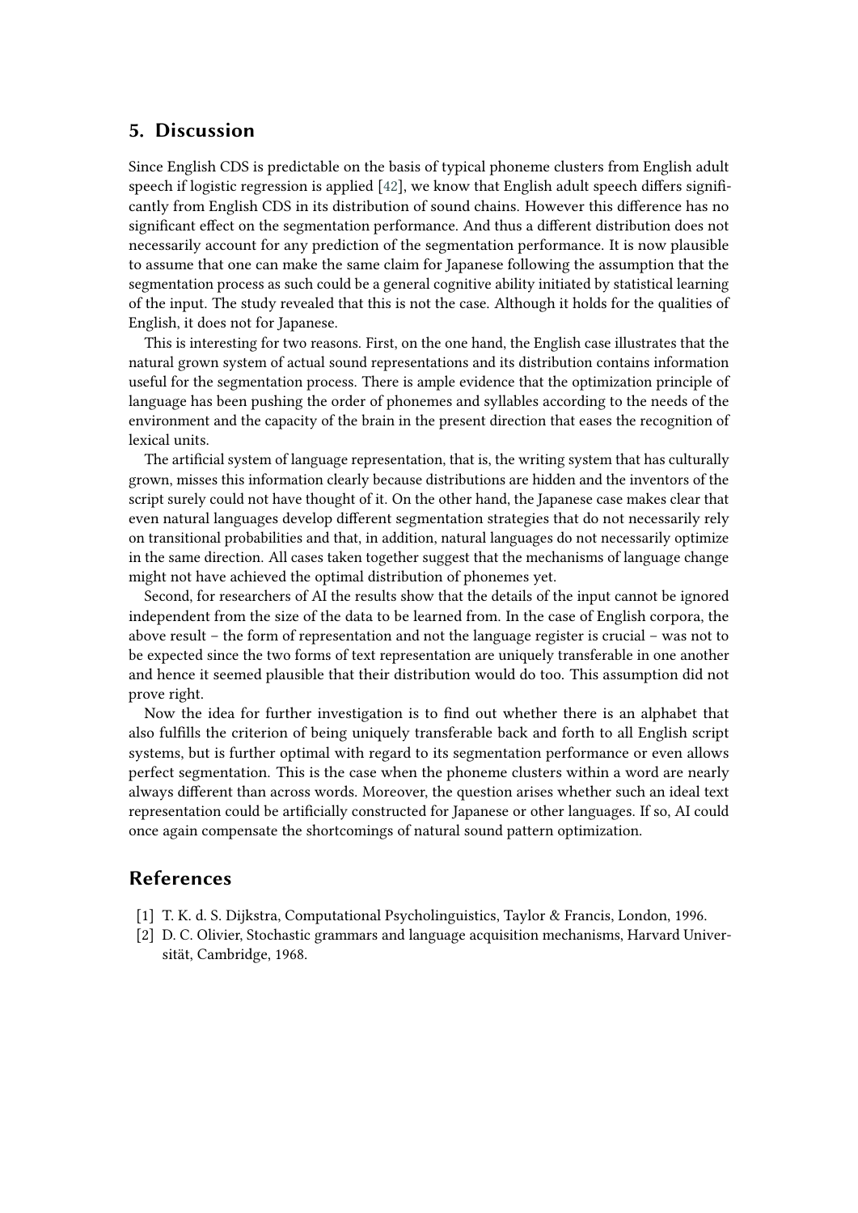## 5. Discussion

Since English CDS is predictable on the basis of typical phoneme clusters from English adult speech if logistic regression is applied [42], we know that English adult speech differs significantly from English CDS in its distribution of sound chains. However this difference has no significant effect on the segmentation performance. And thus a different distribution does not necessarily account for any prediction of the segmentation performance. It is now plausible to assume that one can make the same claim for Japanese following the assumption that the segmentation process as such could be a general cognitive ability initiated by statistical learning of the input. The study revealed that this is not the case. Although it holds for the qualities of English, it does not for Japanese.

This is interesting for two reasons. First, on the one hand, the English case illustrates that the natural grown system of actual sound representations and its distribution contains information useful for the segmentation process. There is ample evidence that the optimization principle of language has been pushing the order of phonemes and syllables according to the needs of the environment and the capacity of the brain in the present direction that eases the recognition of lexical units.

The artificial system of language representation, that is, the writing system that has culturally grown, misses this information clearly because distributions are hidden and the inventors of the script surely could not have thought of it. On the other hand, the Japanese case makes clear that even natural languages develop different segmentation strategies that do not necessarily rely on transitional probabilities and that, in addition, natural languages do not necessarily optimize in the same direction. All cases taken together suggest that the mechanisms of language change might not have achieved the optimal distribution of phonemes yet.

Second, for researchers of AI the results show that the details of the input cannot be ignored independent from the size of the data to be learned from. In the case of English corpora, the above result – the form of representation and not the language register is crucial – was not to be expected since the two forms of text representation are uniquely transferable in one another and hence it seemed plausible that their distribution would do too. This assumption did not prove right.

Now the idea for further investigation is to find out whether there is an alphabet that also fulfills the criterion of being uniquely transferable back and forth to all English script systems, but is further optimal with regard to its segmentation performance or even allows perfect segmentation. This is the case when the phoneme clusters within a word are nearly always different than across words. Moreover, the question arises whether such an ideal text representation could be artificially constructed for Japanese or other languages. If so, AI could once again compensate the shortcomings of natural sound pattern optimization.

## References

[1] T. K. d. S. Dijkstra, Computational Psycholinguistics, Taylor & Francis, London, 1996.

[2] D. C. Olivier, Stochastic grammars and language acquisition mechanisms, Harvard Universität, Cambridge, 1968.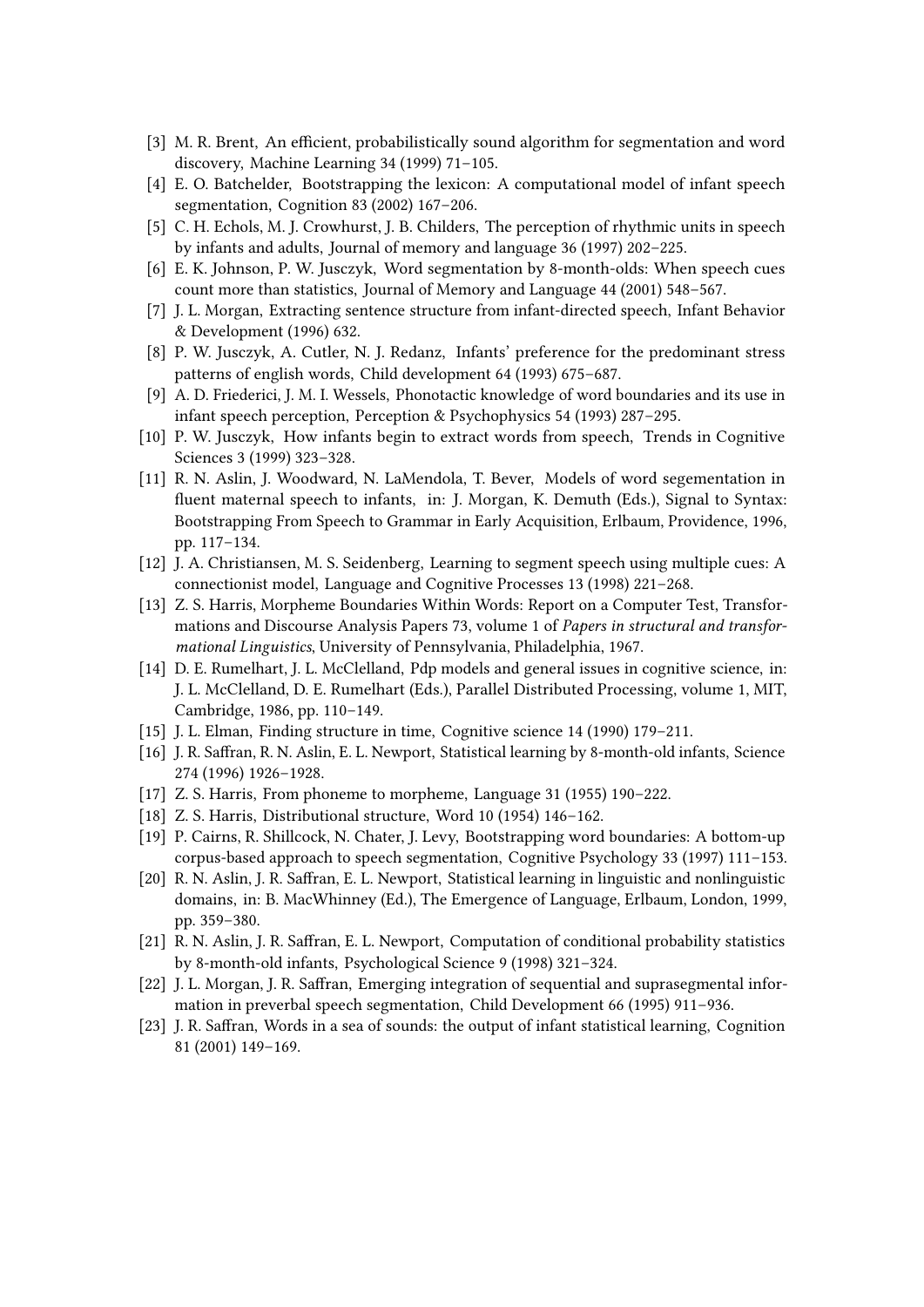[3] M. R. Brent, An efficient, probabilistically sound algorithm for segmentation and word discovery, Machine Learning 34 (1999) 71–105.

[4] E. O. Batchelder, Bootstrapping the lexicon: A computational model of infant speech segmentation, Cognition 83 (2002) 167–206.

[5] C. H. Echols, M. J. Crowhurst, J. B. Childers, The perception of rhythmic units in speech by infants and adults, Journal of memory and language 36 (1997) 202–225.

[6] E. K. Johnson, P. W. Jusczyk, Word segmentation by 8-month-olds: When speech cues count more than statistics, Journal of Memory and Language 44 (2001) 548–567.

[7] J. L. Morgan, Extracting sentence structure from infant-directed speech, Infant Behavior & Development (1996) 632.

[8] P. W. Jusczyk, A. Cutler, N. J. Redanz, Infants' preference for the predominant stress patterns of english words, Child development 64 (1993) 675–687.

[9] A. D. Friederici, J. M. I. Wessels, Phonotactic knowledge of word boundaries and its use in infant speech perception, Perception & Psychophysics 54 (1993) 287–295.

[10] P. W. Jusczyk, How infants begin to extract words from speech, Trends in Cognitive Sciences 3 (1999) 323–328.

[11] R. N. Aslin, J. Woodward, N. LaMendola, T. Bever, Models of word segementation in fluent maternal speech to infants, in: J. Morgan, K. Demuth (Eds.), Signal to Syntax: Bootstrapping From Speech to Grammar in Early Acquisition, Erlbaum, Providence, 1996, pp. 117–134.

[12] J. A. Christiansen, M. S. Seidenberg, Learning to segment speech using multiple cues: A connectionist model, Language and Cognitive Processes 13 (1998) 221–268.

[13] Z. S. Harris, Morpheme Boundaries Within Words: Report on a Computer Test, Transformations and Discourse Analysis Papers 73, volume 1 of *Papers in structural and transformational Linguistics*, University of Pennsylvania, Philadelphia, 1967.

[14] D. E. Rumelhart, J. L. McClelland, Pdp models and general issues in cognitive science, in: J. L. McClelland, D. E. Rumelhart (Eds.), Parallel Distributed Processing, volume 1, MIT, Cambridge, 1986, pp. 110–149.

[15] J. L. Elman, Finding structure in time, Cognitive science 14 (1990) 179–211.

[16] J. R. Saffran, R. N. Aslin, E. L. Newport, Statistical learning by 8-month-old infants, Science 274 (1996) 1926–1928.

[17] Z. S. Harris, From phoneme to morpheme, Language 31 (1955) 190–222.

[18] Z. S. Harris, Distributional structure, Word 10 (1954) 146–162.

[19] P. Cairns, R. Shillcock, N. Chater, J. Levy, Bootstrapping word boundaries: A bottom-up corpus-based approach to speech segmentation, Cognitive Psychology 33 (1997) 111–153.

[20] R. N. Aslin, J. R. Saffran, E. L. Newport, Statistical learning in linguistic and nonlinguistic domains, in: B. MacWhinney (Ed.), The Emergence of Language, Erlbaum, London, 1999, pp. 359–380.

[21] R. N. Aslin, J. R. Saffran, E. L. Newport, Computation of conditional probability statistics by 8-month-old infants, Psychological Science 9 (1998) 321–324.

[22] J. L. Morgan, J. R. Saffran, Emerging integration of sequential and suprasegmental information in preverbal speech segmentation, Child Development 66 (1995) 911–936.

[23] J. R. Saffran, Words in a sea of sounds: the output of infant statistical learning, Cognition 81 (2001) 149–169.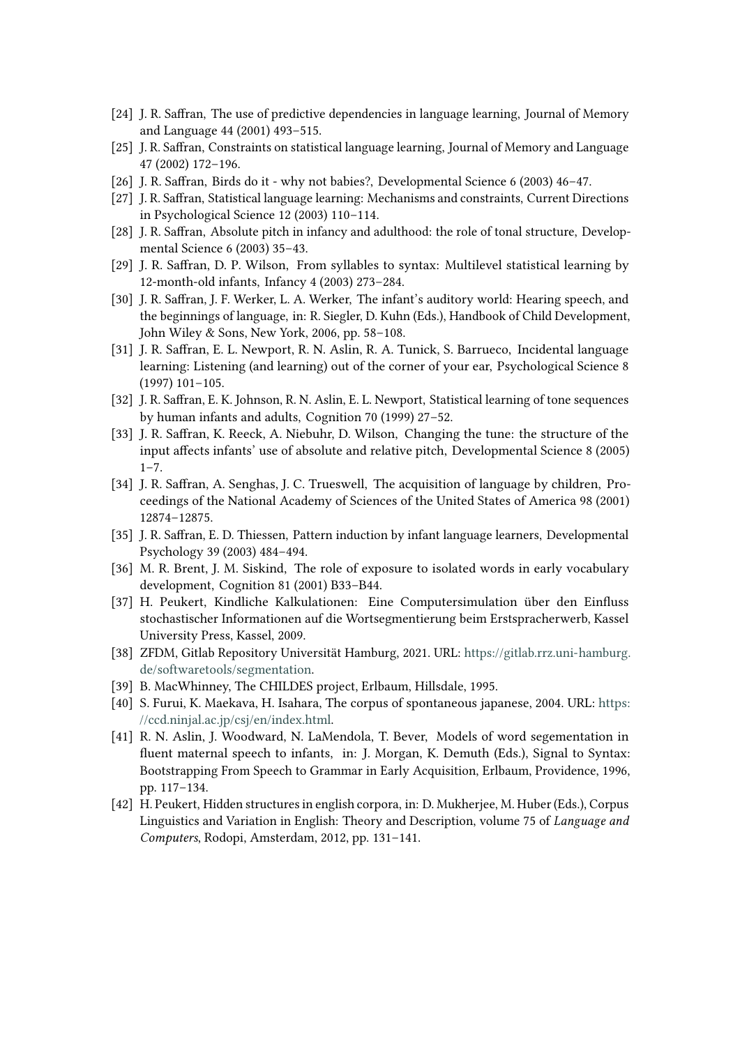[24] J. R. Saffran, The use of predictive dependencies in language learning, Journal of Memory and Language 44 (2001) 493–515.

[25] J. R. Saffran, Constraints on statistical language learning, Journal of Memory and Language 47 (2002) 172–196.

[26] J. R. Saffran, Birds do it - why not babies?, Developmental Science 6 (2003) 46–47.

[27] J. R. Saffran, Statistical language learning: Mechanisms and constraints, Current Directions in Psychological Science 12 (2003) 110–114.

[28] J. R. Saffran, Absolute pitch in infancy and adulthood: the role of tonal structure, Developmental Science 6 (2003) 35–43.

[29] J. R. Saffran, D. P. Wilson, From syllables to syntax: Multilevel statistical learning by 12-month-old infants, Infancy 4 (2003) 273–284.

[30] J. R. Saffran, J. F. Werker, L. A. Werker, The infant's auditory world: Hearing speech, and the beginnings of language, in: R. Siegler, D. Kuhn (Eds.), Handbook of Child Development, John Wiley & Sons, New York, 2006, pp. 58–108.

[31] J. R. Saffran, E. L. Newport, R. N. Aslin, R. A. Tunick, S. Barrueco, Incidental language learning: Listening (and learning) out of the corner of your ear, Psychological Science 8 (1997) 101–105.

[32] J. R. Saffran, E. K. Johnson, R. N. Aslin, E. L. Newport, Statistical learning of tone sequences by human infants and adults, Cognition 70 (1999) 27–52.

[33] J. R. Saffran, K. Reeck, A. Niebuhr, D. Wilson, Changing the tune: the structure of the input affects infants' use of absolute and relative pitch, Developmental Science 8 (2005) 1–7.

[34] J. R. Saffran, A. Senghas, J. C. Trueswell, The acquisition of language by children, Proceedings of the National Academy of Sciences of the United States of America 98 (2001) 12874–12875.

[35] J. R. Saffran, E. D. Thiessen, Pattern induction by infant language learners, Developmental Psychology 39 (2003) 484–494.

[36] M. R. Brent, J. M. Siskind, The role of exposure to isolated words in early vocabulary development, Cognition 81 (2001) B33–B44.

[37] H. Peukert, Kindliche Kalkulationen: Eine Computersimulation über den Einfluss stochastischer Informationen auf die Wortsegmentierung beim Erstspracherwerb, Kassel University Press, Kassel, 2009.

[38] ZFDM, Gitlab Repository Universität Hamburg, 2021. URL: https://gitlab.rrz.uni-hamburg.de/softwaretools/segmentation.

[39] B. MacWhinney, The CHILDES project, Erlbaum, Hillsdale, 1995.

[40] S. Furui, K. Maekava, H. Isahara, The corpus of spontaneous japanese, 2004. URL: https://ccd.ninjal.ac.jp/csj/en/index.html.

[41] R. N. Aslin, J. Woodward, N. LaMendola, T. Bever, Models of word segementation in fluent maternal speech to infants, in: J. Morgan, K. Demuth (Eds.), Signal to Syntax: Bootstrapping From Speech to Grammar in Early Acquisition, Erlbaum, Providence, 1996, pp. 117–134.

[42] H. Peukert, Hidden structures in english corpora, in: D. Mukherjee, M. Huber (Eds.), Corpus Linguistics and Variation in English: Theory and Description, volume 75 of *Language and Computers*, Rodopi, Amsterdam, 2012, pp. 131–141.